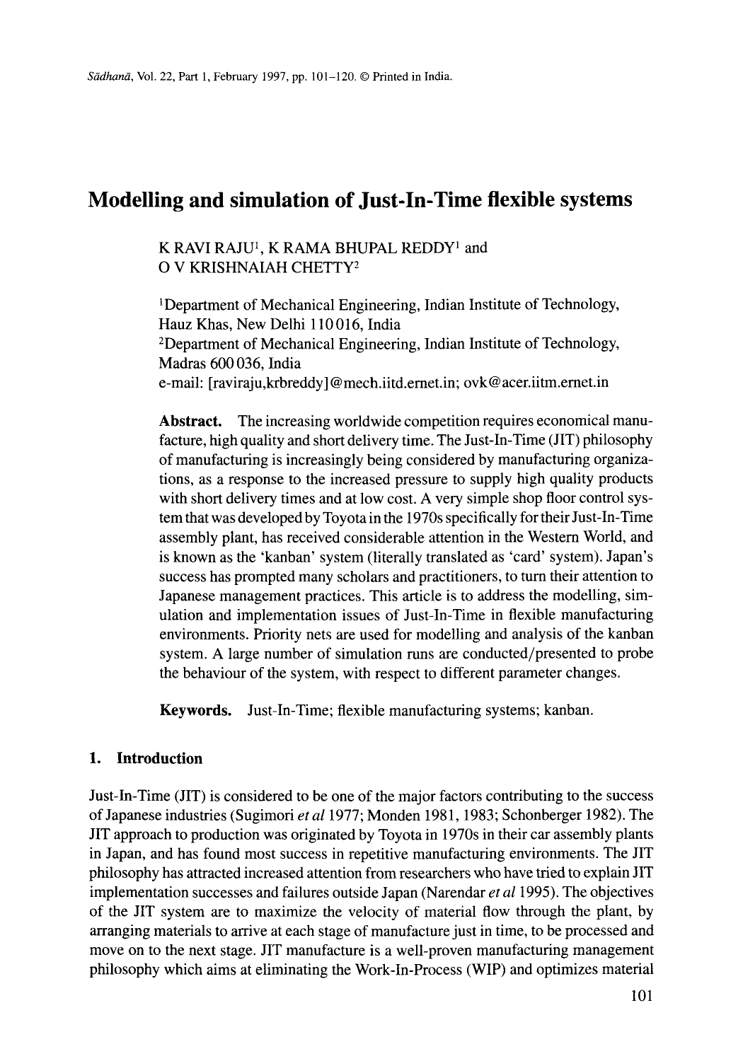# Modelling and simulation of Just-In-Time flexible systems

K RAVI RAJU[1], K RAMA BHUPAL REDDY[1] and
O V KRISHNAIAH CHETTY[2]

[1]Department of Mechanical Engineering, Indian Institute of Technology, Hauz Khas, New Delhi 110 016, India
[2]Department of Mechanical Engineering, Indian Institute of Technology, Madras 600 036, India
e-mail: [raviraju,krbreddy]@mech.iitd.ernet.in; ovk@acer.iitm.ernet.in

**Abstract.** The increasing worldwide competition requires economical manufacture, high quality and short delivery time. The Just-In-Time (JIT) philosophy of manufacturing is increasingly being considered by manufacturing organizations, as a response to the increased pressure to supply high quality products with short delivery times and at low cost. A very simple shop floor control system that was developed by Toyota in the 1970s specifically for their Just-In-Time assembly plant, has received considerable attention in the Western World, and is known as the 'kanban' system (literally translated as 'card' system). Japan's success has prompted many scholars and practitioners, to turn their attention to Japanese management practices. This article is to address the modelling, simulation and implementation issues of Just-In-Time in flexible manufacturing environments. Priority nets are used for modelling and analysis of the kanban system. A large number of simulation runs are conducted/presented to probe the behaviour of the system, with respect to different parameter changes.

**Keywords.** Just-In-Time; flexible manufacturing systems; kanban.

## 1. Introduction

Just-In-Time (JIT) is considered to be one of the major factors contributing to the success of Japanese industries (Sugimori *et al* 1977; Monden 1981, 1983; Schonberger 1982). The JIT approach to production was originated by Toyota in 1970s in their car assembly plants in Japan, and has found most success in repetitive manufacturing environments. The JIT philosophy has attracted increased attention from researchers who have tried to explain JIT implementation successes and failures outside Japan (Narendar *et al* 1995). The objectives of the JIT system are to maximize the velocity of material flow through the plant, by arranging materials to arrive at each stage of manufacture just in time, to be processed and move on to the next stage. JIT manufacture is a well-proven manufacturing management philosophy which aims at eliminating the Work-In-Process (WIP) and optimizes material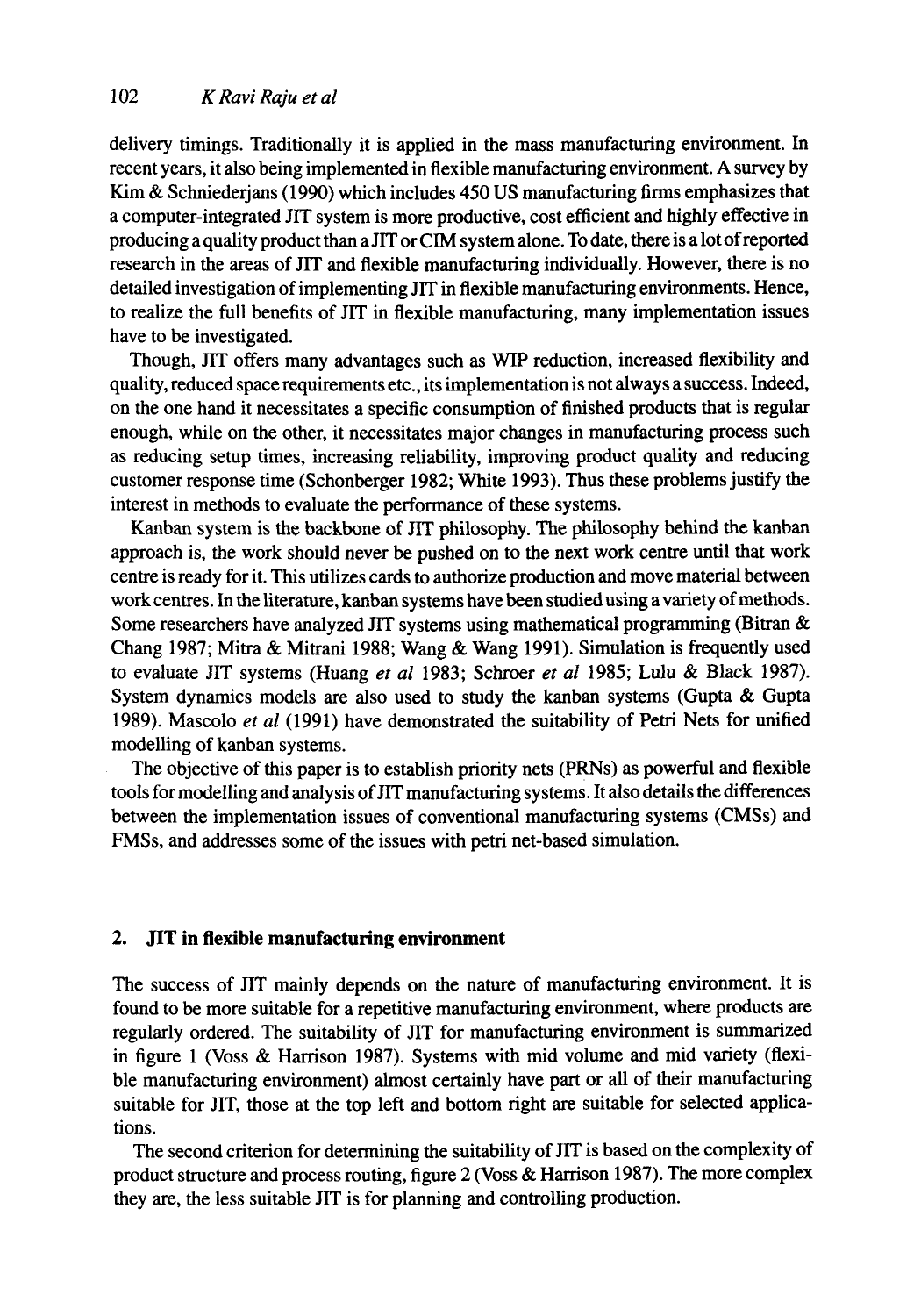delivery timings. Traditionally it is applied in the mass manufacturing environment. In recent years, it also being implemented in flexible manufacturing environment. A survey by Kim & Schniederjans (1990) which includes 450 US manufacturing firms emphasizes that a computer-integrated JIT system is more productive, cost efficient and highly effective in producing a quality product than a JIT or CIM system alone. To date, there is a lot of reported research in the areas of JIT and flexible manufacturing individually. However, there is no detailed investigation of implementing JIT in flexible manufacturing environments. Hence, to realize the full benefits of JIT in flexible manufacturing, many implementation issues have to be investigated.

Though, JIT offers many advantages such as WIP reduction, increased flexibility and quality, reduced space requirements etc., its implementation is not always a success. Indeed, on the one hand it necessitates a specific consumption of finished products that is regular enough, while on the other, it necessitates major changes in manufacturing process such as reducing setup times, increasing reliability, improving product quality and reducing customer response time (Schonberger 1982; White 1993). Thus these problems justify the interest in methods to evaluate the performance of these systems.

Kanban system is the backbone of JIT philosophy. The philosophy behind the kanban approach is, the work should never be pushed on to the next work centre until that work centre is ready for it. This utilizes cards to authorize production and move material between work centres. In the literature, kanban systems have been studied using a variety of methods. Some researchers have analyzed JIT systems using mathematical programming (Bitran & Chang 1987; Mitra & Mitrani 1988; Wang & Wang 1991). Simulation is frequently used to evaluate JIT systems (Huang *et al* 1983; Schroer *et al* 1985; Lulu & Black 1987). System dynamics models are also used to study the kanban systems (Gupta & Gupta 1989). Mascolo *et al* (1991) have demonstrated the suitability of Petri Nets for unified modelling of kanban systems.

The objective of this paper is to establish priority nets (PRNs) as powerful and flexible tools for modelling and analysis of JIT manufacturing systems. It also details the differences between the implementation issues of conventional manufacturing systems (CMSs) and FMSs, and addresses some of the issues with petri net-based simulation.

## 2. JIT in flexible manufacturing environment

The success of JIT mainly depends on the nature of manufacturing environment. It is found to be more suitable for a repetitive manufacturing environment, where products are regularly ordered. The suitability of JIT for manufacturing environment is summarized in figure 1 (Voss & Harrison 1987). Systems with mid volume and mid variety (flexible manufacturing environment) almost certainly have part or all of their manufacturing suitable for JIT, those at the top left and bottom right are suitable for selected applications.

The second criterion for determining the suitability of JIT is based on the complexity of product structure and process routing, figure 2 (Voss & Harrison 1987). The more complex they are, the less suitable JIT is for planning and controlling production.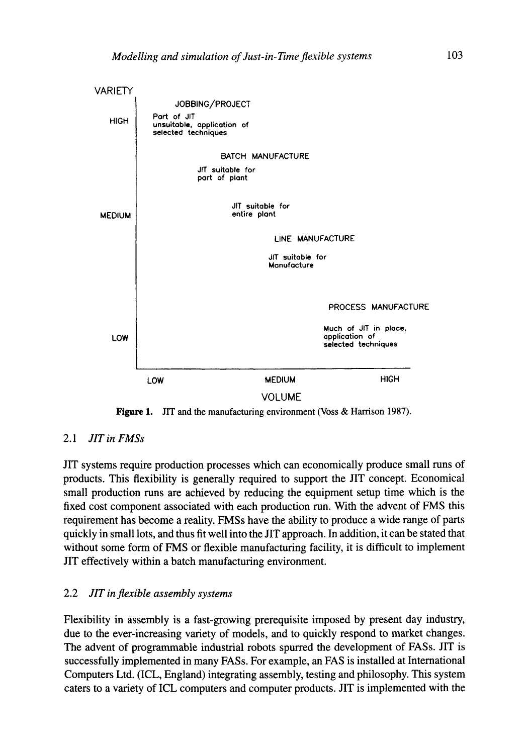VARIETY

HIGH

JOBBING/PROJECT

Part of JIT unsuitable, application of selected techniques

BATCH MANUFACTURE

JIT suitable for part of plant

MEDIUM

JIT suitable for entire plant

LINE MANUFACTURE

JIT suitable for Manufacture

PROCESS MANUFACTURE

LOW

Much of JIT in place, application of selected techniques

LOW MEDIUM HIGH

VOLUME

**Figure 1.** JIT and the manufacturing environment (Voss & Harrison 1987).

### 2.1 *JIT in FMSs*

JIT systems require production processes which can economically produce small runs of products. This flexibility is generally required to support the JIT concept. Economical small production runs are achieved by reducing the equipment setup time which is the fixed cost component associated with each production run. With the advent of FMS this requirement has become a reality. FMSs have the ability to produce a wide range of parts quickly in small lots, and thus fit well into the JIT approach. In addition, it can be stated that without some form of FMS or flexible manufacturing facility, it is difficult to implement JIT effectively within a batch manufacturing environment.

### 2.2 *JIT in flexible assembly systems*

Flexibility in assembly is a fast-growing prerequisite imposed by present day industry, due to the ever-increasing variety of models, and to quickly respond to market changes. The advent of programmable industrial robots spurred the development of FASs. JIT is successfully implemented in many FASs. For example, an FAS is installed at International Computers Ltd. (ICL, England) integrating assembly, testing and philosophy. This system caters to a variety of ICL computers and computer products. JIT is implemented with the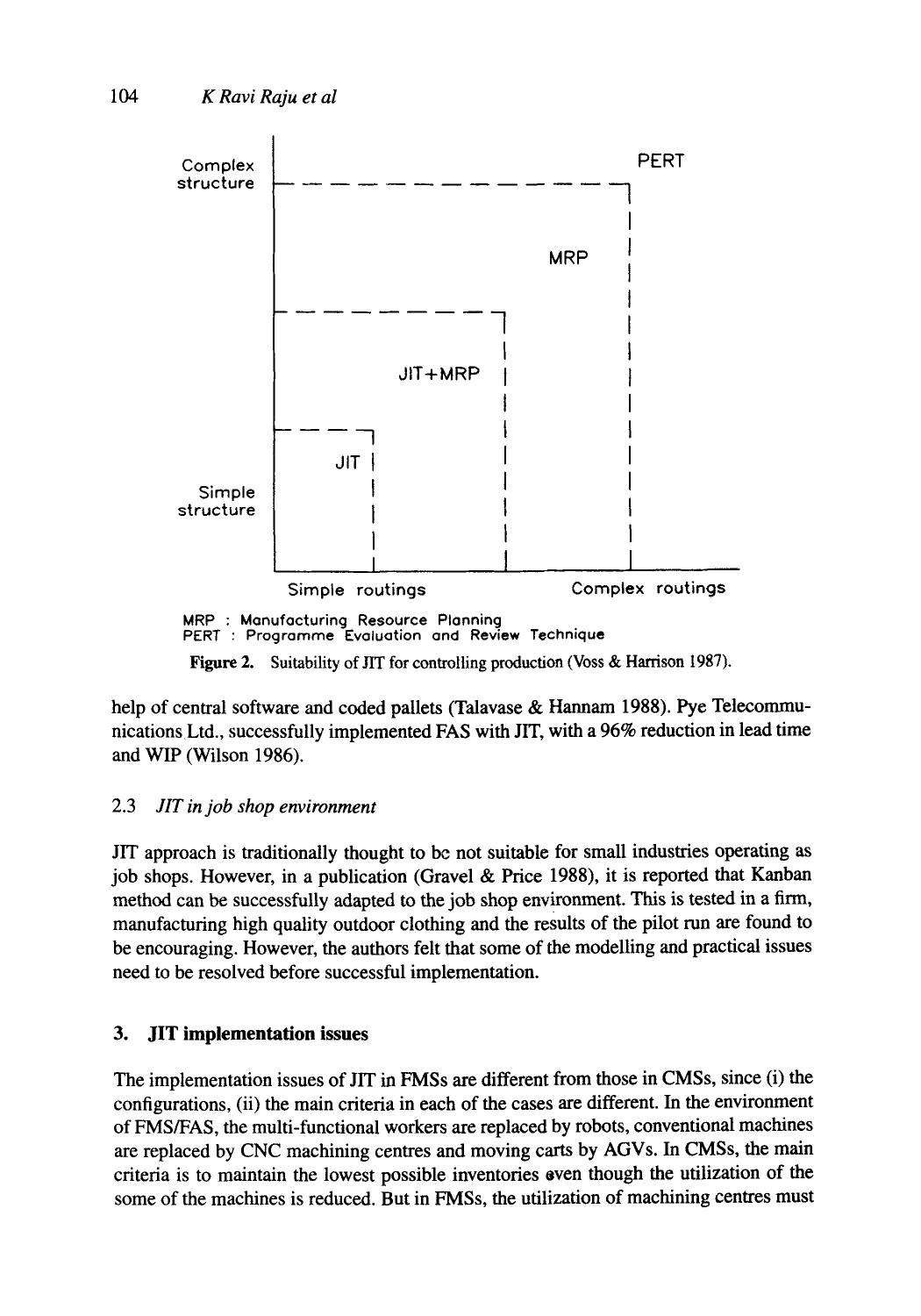Complex structure

PERT

MRP

JIT+MRP

JIT

Simple structure

Simple routings

Complex routings

MRP : Manufacturing Resource Planning
PERT : Programme Evaluation and Review Technique

**Figure 2.** Suitability of JIT for controlling production (Voss & Harrison 1987).

help of central software and coded pallets (Talavase & Hannam 1988). Pye Telecommunications Ltd., successfully implemented FAS with JIT, with a 96% reduction in lead time and WIP (Wilson 1986).

### 2.3 *JIT in job shop environment*

JIT approach is traditionally thought to be not suitable for small industries operating as job shops. However, in a publication (Gravel & Price 1988), it is reported that Kanban method can be successfully adapted to the job shop environment. This is tested in a firm, manufacturing high quality outdoor clothing and the results of the pilot run are found to be encouraging. However, the authors felt that some of the modelling and practical issues need to be resolved before successful implementation.

## 3. JIT implementation issues

The implementation issues of JIT in FMSs are different from those in CMSs, since (i) the configurations, (ii) the main criteria in each of the cases are different. In the environment of FMS/FAS, the multi-functional workers are replaced by robots, conventional machines are replaced by CNC machining centres and moving carts by AGVs. In CMSs, the main criteria is to maintain the lowest possible inventories even though the utilization of the some of the machines is reduced. But in FMSs, the utilization of machining centres must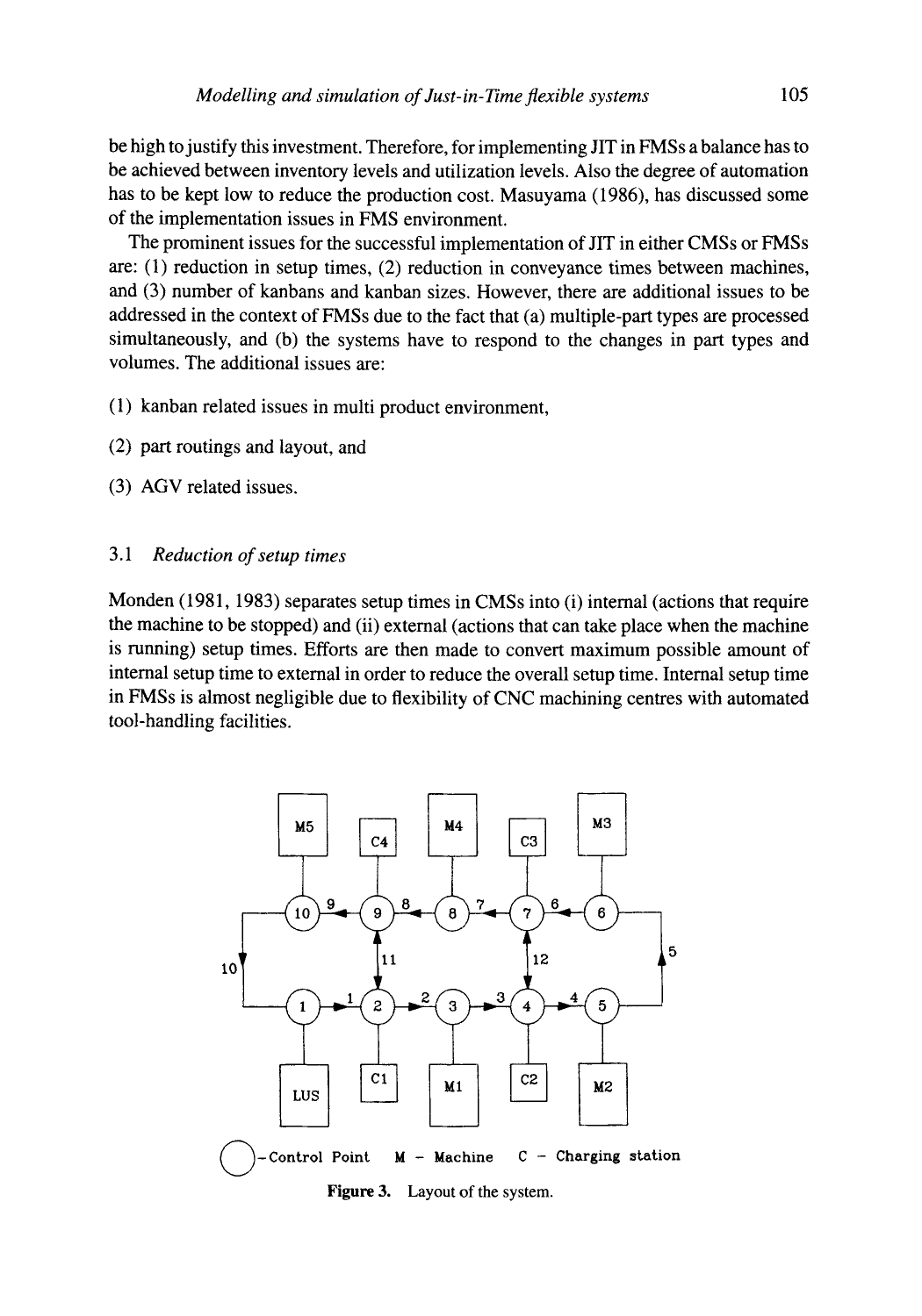be high to justify this investment. Therefore, for implementing JIT in FMSs a balance has to be achieved between inventory levels and utilization levels. Also the degree of automation has to be kept low to reduce the production cost. Masuyama (1986), has discussed some of the implementation issues in FMS environment.

The prominent issues for the successful implementation of JIT in either CMSs or FMSs are: (1) reduction in setup times, (2) reduction in conveyance times between machines, and (3) number of kanbans and kanban sizes. However, there are additional issues to be addressed in the context of FMSs due to the fact that (a) multiple-part types are processed simultaneously, and (b) the systems have to respond to the changes in part types and volumes. The additional issues are:

(1) kanban related issues in multi product environment,

(2) part routings and layout, and

(3) AGV related issues.

### 3.1 *Reduction of setup times*

Monden (1981, 1983) separates setup times in CMSs into (i) internal (actions that require the machine to be stopped) and (ii) external (actions that can take place when the machine is running) setup times. Efforts are then made to convert maximum possible amount of internal setup time to external in order to reduce the overall setup time. Internal setup time in FMSs is almost negligible due to flexibility of CNC machining centres with automated tool-handling facilities.

**Figure 3.** Layout of the system.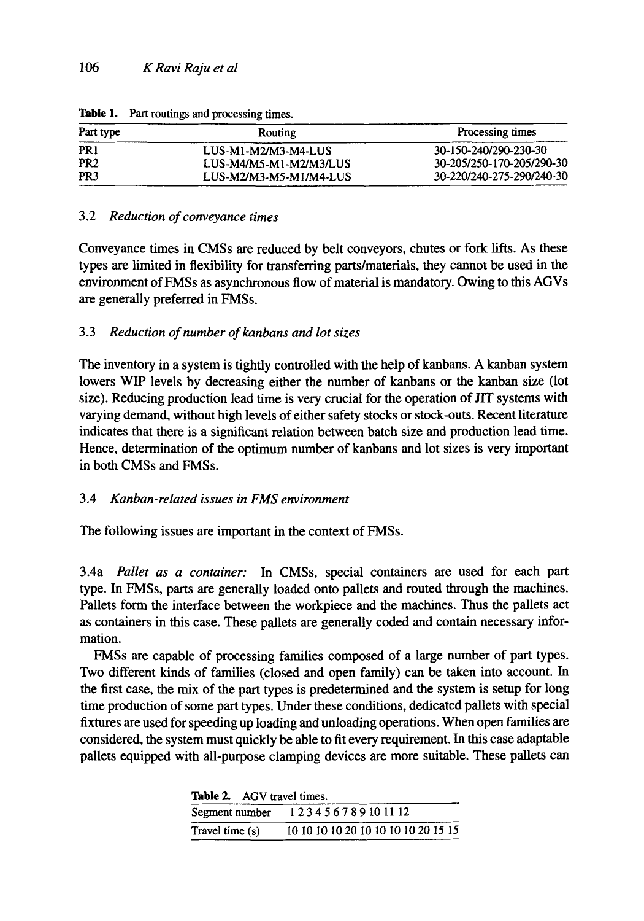**Table 1.** Part routings and processing times.

| Part type | Routing | Processing times |
|---|---|---|
| PR1 | LUS-M1-M2/M3-M4-LUS | 30-150-240/290-230-30 |
| PR2 | LUS-M4/M5-M1-M2/M3/LUS | 30-205/250-170-205/290-30 |
| PR3 | LUS-M2/M3-M5-M1/M4-LUS | 30-220/240-275-290/240-30 |

### 3.2 *Reduction of conveyance times*

Conveyance times in CMSs are reduced by belt conveyors, chutes or fork lifts. As these types are limited in flexibility for transferring parts/materials, they cannot be used in the environment of FMSs as asynchronous flow of material is mandatory. Owing to this AGVs are generally preferred in FMSs.

### 3.3 *Reduction of number of kanbans and lot sizes*

The inventory in a system is tightly controlled with the help of kanbans. A kanban system lowers WIP levels by decreasing either the number of kanbans or the kanban size (lot size). Reducing production lead time is very crucial for the operation of JIT systems with varying demand, without high levels of either safety stocks or stock-outs. Recent literature indicates that there is a significant relation between batch size and production lead time. Hence, determination of the optimum number of kanbans and lot sizes is very important in both CMSs and FMSs.

### 3.4 *Kanban-related issues in FMS environment*

The following issues are important in the context of FMSs.

3.4a *Pallet as a container:* In CMSs, special containers are used for each part type. In FMSs, parts are generally loaded onto pallets and routed through the machines. Pallets form the interface between the workpiece and the machines. Thus the pallets act as containers in this case. These pallets are generally coded and contain necessary information.

FMSs are capable of processing families composed of a large number of part types. Two different kinds of families (closed and open family) can be taken into account. In the first case, the mix of the part types is predetermined and the system is setup for long time production of some part types. Under these conditions, dedicated pallets with special fixtures are used for speeding up loading and unloading operations. When open families are considered, the system must quickly be able to fit every requirement. In this case adaptable pallets equipped with all-purpose clamping devices are more suitable. These pallets can

**Table 2.** AGV travel times.

| Segment number | 1 | 2 | 3 | 4 | 5 | 6 | 7 | 8 | 9 | 10 | 11 | 12 |
|---|---|---|---|---|---|---|---|---|---|---|---|---|
| Travel time (s) | 10 | 10 | 10 | 10 | 20 | 10 | 10 | 10 | 10 | 20 | 15 | 15 |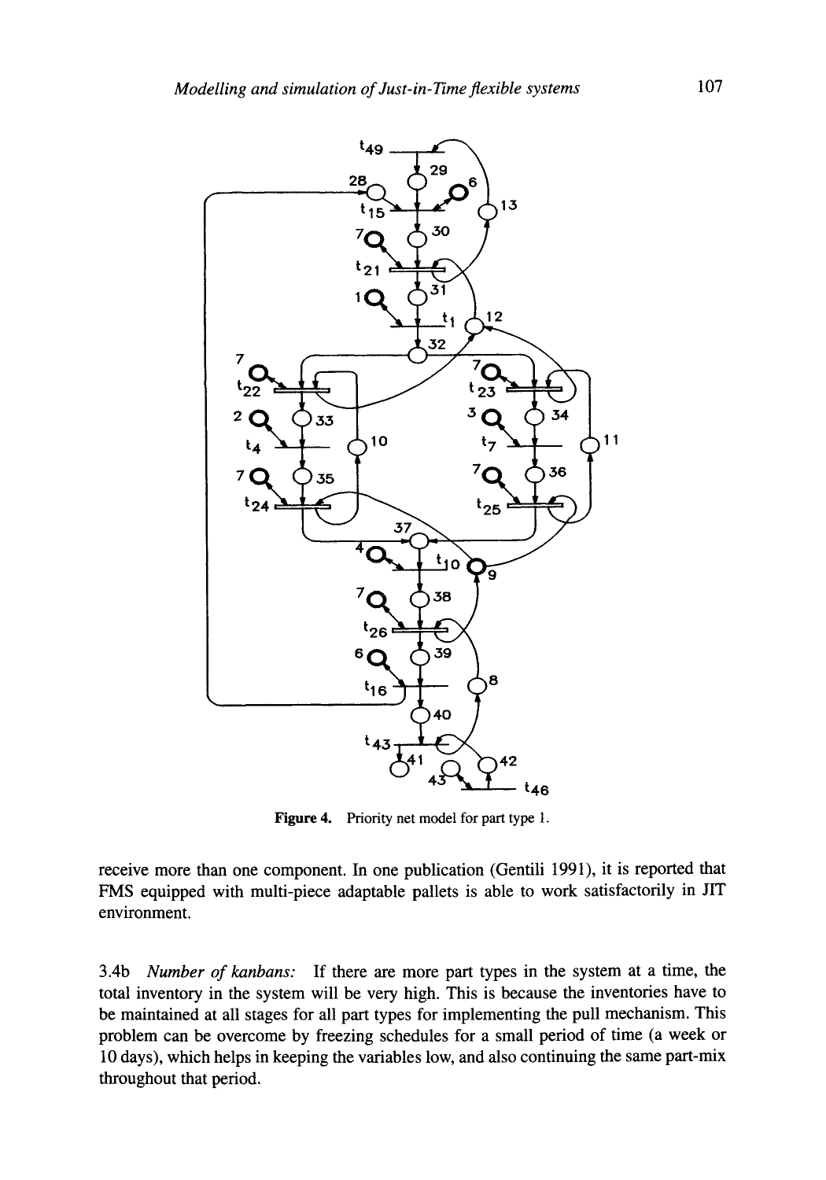Figure 4. Priority net model for part type 1.

receive more than one component. In one publication (Gentili 1991), it is reported that FMS equipped with multi-piece adaptable pallets is able to work satisfactorily in JIT environment.

3.4b *Number of kanbans:* If there are more part types in the system at a time, the total inventory in the system will be very high. This is because the inventories have to be maintained at all stages for all part types for implementing the pull mechanism. This problem can be overcome by freezing schedules for a small period of time (a week or 10 days), which helps in keeping the variables low, and also continuing the same part-mix throughout that period.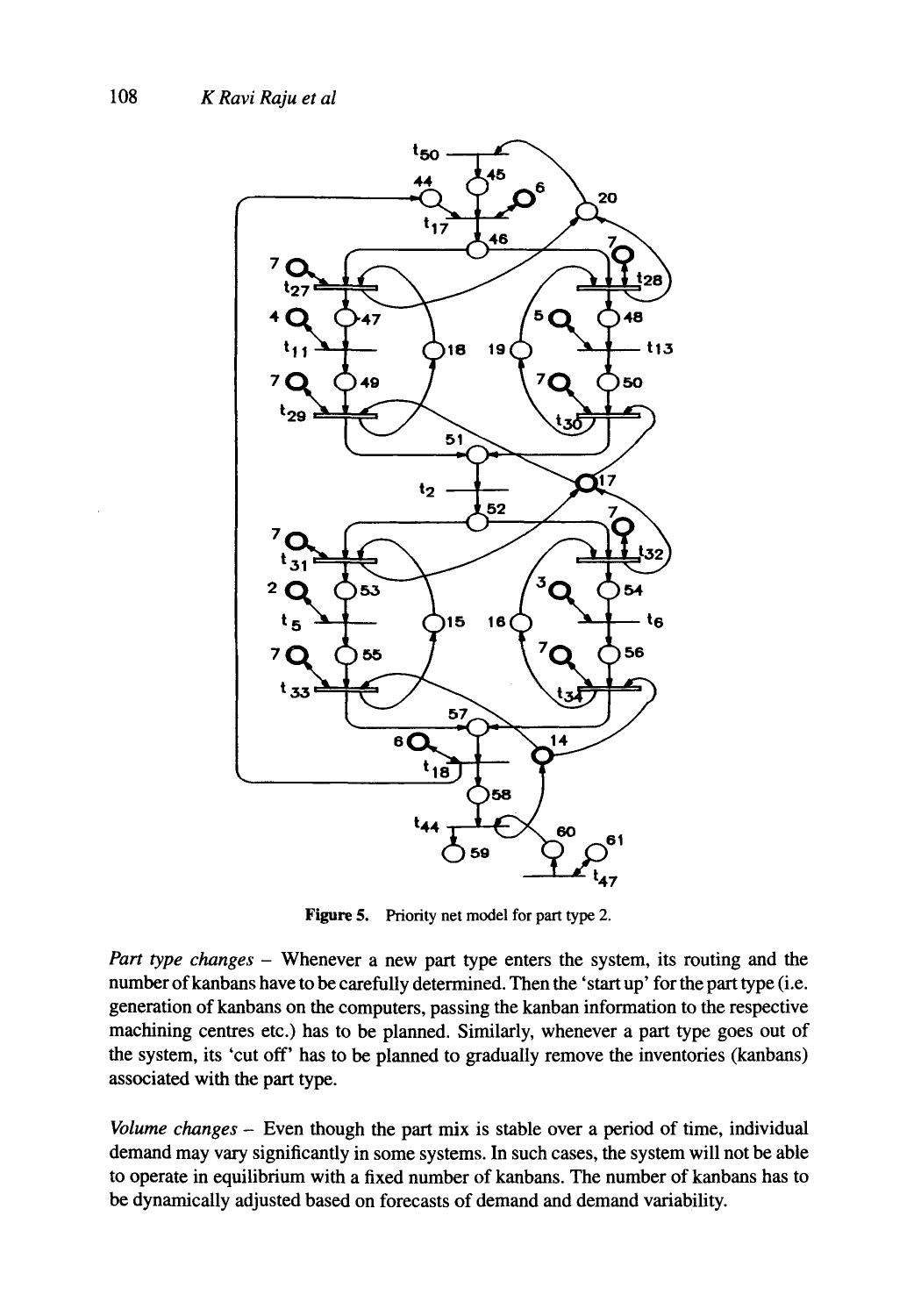Figure 5. Priority net model for part type 2.

*Part type changes* – Whenever a new part type enters the system, its routing and the number of kanbans have to be carefully determined. Then the 'start up' for the part type (i.e. generation of kanbans on the computers, passing the kanban information to the respective machining centres etc.) has to be planned. Similarly, whenever a part type goes out of the system, its 'cut off' has to be planned to gradually remove the inventories (kanbans) associated with the part type.

*Volume changes* – Even though the part mix is stable over a period of time, individual demand may vary significantly in some systems. In such cases, the system will not be able to operate in equilibrium with a fixed number of kanbans. The number of kanbans has to be dynamically adjusted based on forecasts of demand and demand variability.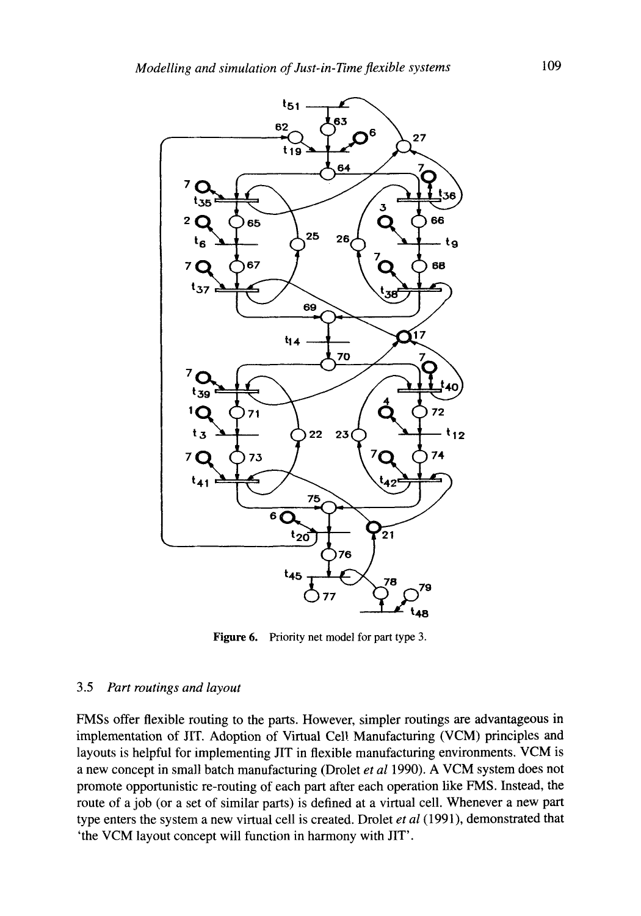Figure 6. Priority net model for part type 3.

### 3.5 *Part routings and layout*

FMSs offer flexible routing to the parts. However, simpler routings are advantageous in implementation of JIT. Adoption of Virtual Cell Manufacturing (VCM) principles and layouts is helpful for implementing JIT in flexible manufacturing environments. VCM is a new concept in small batch manufacturing (Drolet *et al* 1990). A VCM system does not promote opportunistic re-routing of each part after each operation like FMS. Instead, the route of a job (or a set of similar parts) is defined at a virtual cell. Whenever a new part type enters the system a new virtual cell is created. Drolet *et al* (1991), demonstrated that 'the VCM layout concept will function in harmony with JIT'.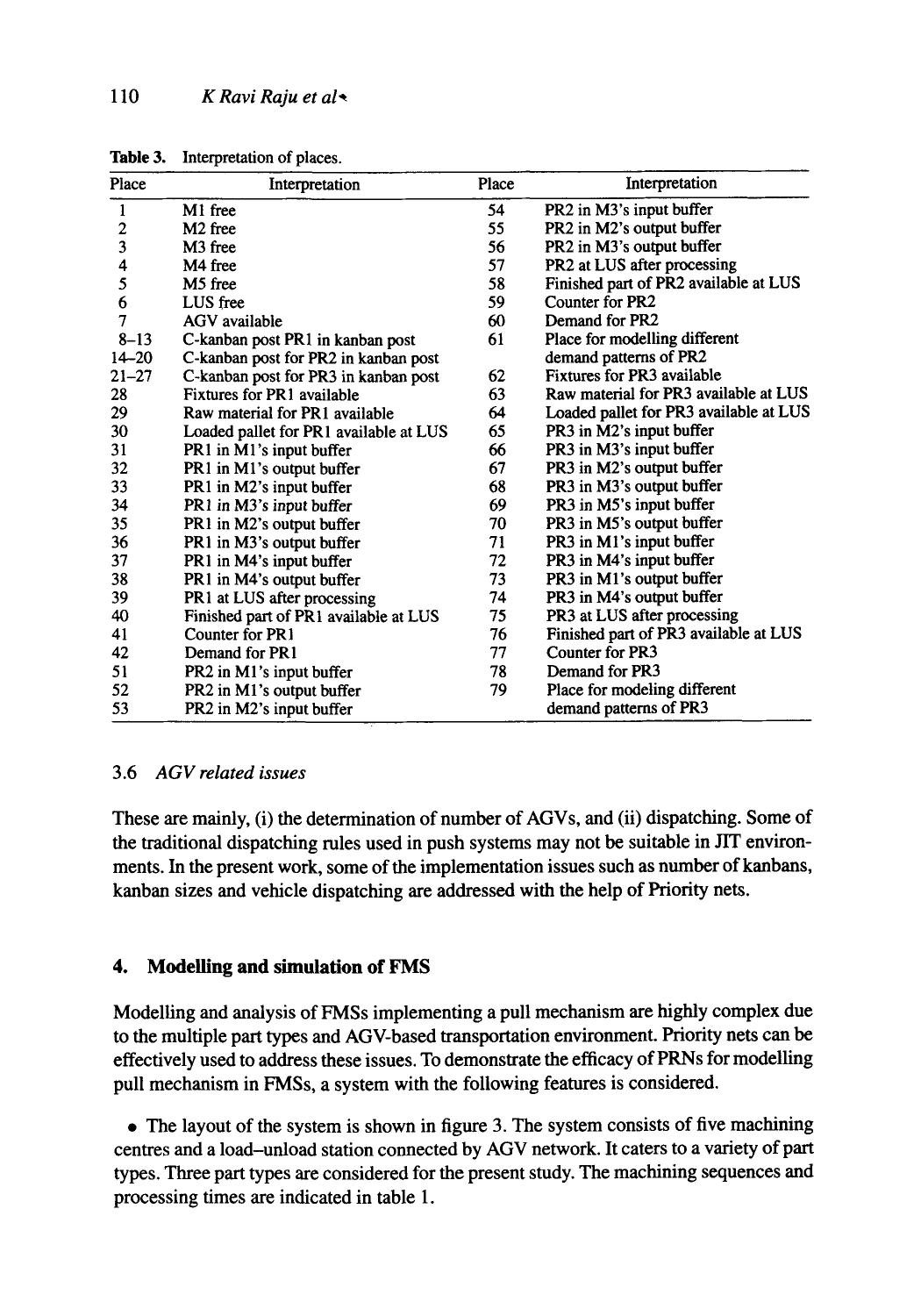Table 3. Interpretation of places.

| Place | Interpretation | Place | Interpretation |
|---|---|---|---|
| 1 | M1 free | 54 | PR2 in M3's input buffer |
| 2 | M2 free | 55 | PR2 in M2's output buffer |
| 3 | M3 free | 56 | PR2 in M3's output buffer |
| 4 | M4 free | 57 | PR2 at LUS after processing |
| 5 | M5 free | 58 | Finished part of PR2 available at LUS |
| 6 | LUS free | 59 | Counter for PR2 |
| 7 | AGV available | 60 | Demand for PR2 |
| 8–13 | C-kanban post PR1 in kanban post | 61 | Place for modelling different demand patterns of PR2 |
| 14–20 | C-kanban post for PR2 in kanban post | | |
| 21–27 | C-kanban post for PR3 in kanban post | 62 | Fixtures for PR3 available |
| 28 | Fixtures for PR1 available | 63 | Raw material for PR3 available at LUS |
| 29 | Raw material for PR1 available | 64 | Loaded pallet for PR3 available at LUS |
| 30 | Loaded pallet for PR1 available at LUS | 65 | PR3 in M2's input buffer |
| 31 | PR1 in M1's input buffer | 66 | PR3 in M3's input buffer |
| 32 | PR1 in M1's output buffer | 67 | PR3 in M2's output buffer |
| 33 | PR1 in M2's input buffer | 68 | PR3 in M3's output buffer |
| 34 | PR1 in M3's input buffer | 69 | PR3 in M5's input buffer |
| 35 | PR1 in M2's output buffer | 70 | PR3 in M5's output buffer |
| 36 | PR1 in M3's output buffer | 71 | PR3 in M1's input buffer |
| 37 | PR1 in M4's input buffer | 72 | PR3 in M4's input buffer |
| 38 | PR1 in M4's output buffer | 73 | PR3 in M1's output buffer |
| 39 | PR1 at LUS after processing | 74 | PR3 in M4's output buffer |
| 40 | Finished part of PR1 available at LUS | 75 | PR3 at LUS after processing |
| 41 | Counter for PR1 | 76 | Finished part of PR3 available at LUS |
| 42 | Demand for PR1 | 77 | Counter for PR3 |
| 51 | PR2 in M1's input buffer | 78 | Demand for PR3 |
| 52 | PR2 in M1's output buffer | 79 | Place for modeling different demand patterns of PR3 |
| 53 | PR2 in M2's input buffer | | |

### 3.6 *AGV related issues*

These are mainly, (i) the determination of number of AGVs, and (ii) dispatching. Some of the traditional dispatching rules used in push systems may not be suitable in JIT environments. In the present work, some of the implementation issues such as number of kanbans, kanban sizes and vehicle dispatching are addressed with the help of Priority nets.

## 4. Modelling and simulation of FMS

Modelling and analysis of FMSs implementing a pull mechanism are highly complex due to the multiple part types and AGV-based transportation environment. Priority nets can be effectively used to address these issues. To demonstrate the efficacy of PRNs for modelling pull mechanism in FMSs, a system with the following features is considered.

- The layout of the system is shown in figure 3. The system consists of five machining centres and a load–unload station connected by AGV network. It caters to a variety of part types. Three part types are considered for the present study. The machining sequences and processing times are indicated in table 1.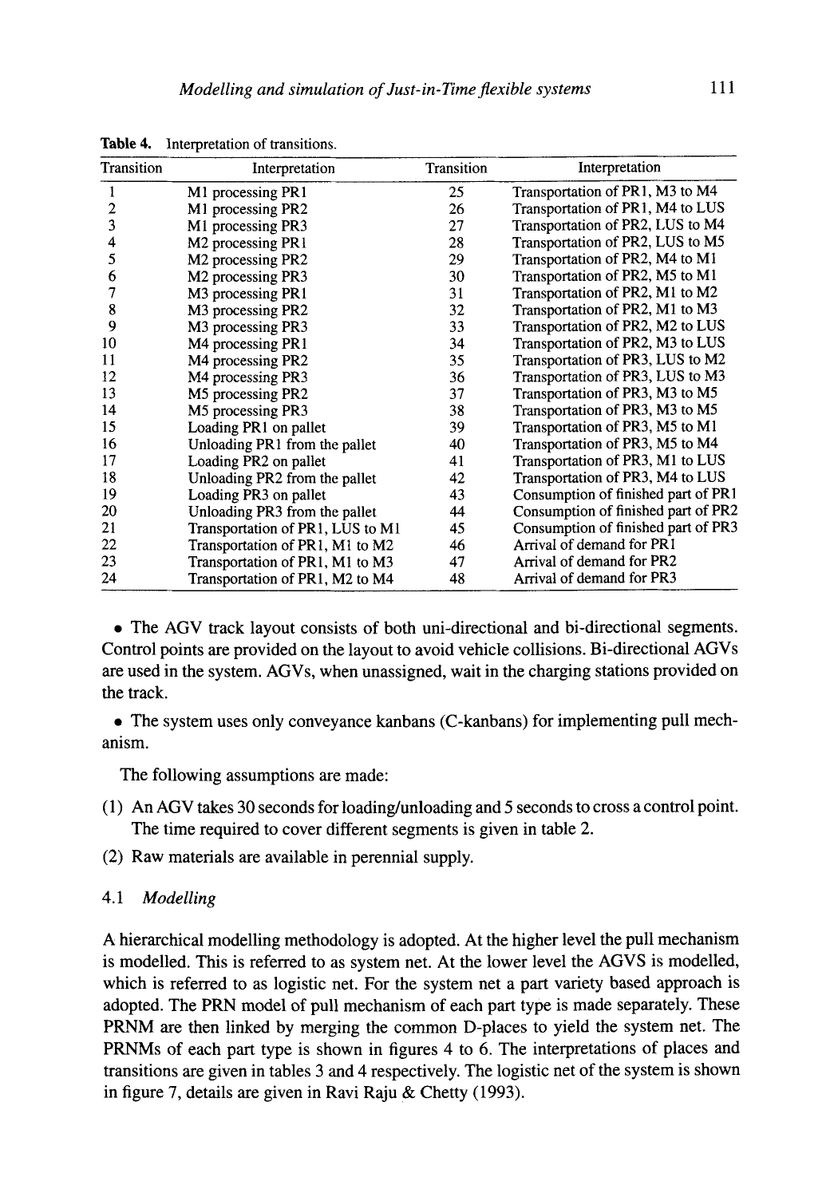**Table 4.** Interpretation of transitions.

| Transition | Interpretation | Transition | Interpretation |
|---|---|---|---|
| 1 | M1 processing PR1 | 25 | Transportation of PR1, M3 to M4 |
| 2 | M1 processing PR2 | 26 | Transportation of PR1, M4 to LUS |
| 3 | M1 processing PR3 | 27 | Transportation of PR2, LUS to M4 |
| 4 | M2 processing PR1 | 28 | Transportation of PR2, LUS to M5 |
| 5 | M2 processing PR2 | 29 | Transportation of PR2, M4 to M1 |
| 6 | M2 processing PR3 | 30 | Transportation of PR2, M5 to M1 |
| 7 | M3 processing PR1 | 31 | Transportation of PR2, M1 to M2 |
| 8 | M3 processing PR2 | 32 | Transportation of PR2, M1 to M3 |
| 9 | M3 processing PR3 | 33 | Transportation of PR2, M2 to LUS |
| 10 | M4 processing PR1 | 34 | Transportation of PR2, M3 to LUS |
| 11 | M4 processing PR2 | 35 | Transportation of PR3, LUS to M2 |
| 12 | M4 processing PR3 | 36 | Transportation of PR3, LUS to M3 |
| 13 | M5 processing PR2 | 37 | Transportation of PR3, M3 to M5 |
| 14 | M5 processing PR3 | 38 | Transportation of PR3, M3 to M5 |
| 15 | Loading PR1 on pallet | 39 | Transportation of PR3, M5 to M1 |
| 16 | Unloading PR1 from the pallet | 40 | Transportation of PR3, M5 to M4 |
| 17 | Loading PR2 on pallet | 41 | Transportation of PR3, M1 to LUS |
| 18 | Unloading PR2 from the pallet | 42 | Transportation of PR3, M4 to LUS |
| 19 | Loading PR3 on pallet | 43 | Consumption of finished part of PR1 |
| 20 | Unloading PR3 from the pallet | 44 | Consumption of finished part of PR2 |
| 21 | Transportation of PR1, LUS to M1 | 45 | Consumption of finished part of PR3 |
| 22 | Transportation of PR1, M1 to M2 | 46 | Arrival of demand for PR1 |
| 23 | Transportation of PR1, M1 to M3 | 47 | Arrival of demand for PR2 |
| 24 | Transportation of PR1, M2 to M4 | 48 | Arrival of demand for PR3 |

- The AGV track layout consists of both uni-directional and bi-directional segments. Control points are provided on the layout to avoid vehicle collisions. Bi-directional AGVs are used in the system. AGVs, when unassigned, wait in the charging stations provided on the track.

- The system uses only conveyance kanbans (C-kanbans) for implementing pull mechanism.

The following assumptions are made:

(1) An AGV takes 30 seconds for loading/unloading and 5 seconds to cross a control point. The time required to cover different segments is given in table 2.

(2) Raw materials are available in perennial supply.

### 4.1 *Modelling*

A hierarchical modelling methodology is adopted. At the higher level the pull mechanism is modelled. This is referred to as system net. At the lower level the AGVS is modelled, which is referred to as logistic net. For the system net a part variety based approach is adopted. The PRN model of pull mechanism of each part type is made separately. These PRNM are then linked by merging the common D-places to yield the system net. The PRNMs of each part type is shown in figures 4 to 6. The interpretations of places and transitions are given in tables 3 and 4 respectively. The logistic net of the system is shown in figure 7, details are given in Ravi Raju & Chetty (1993).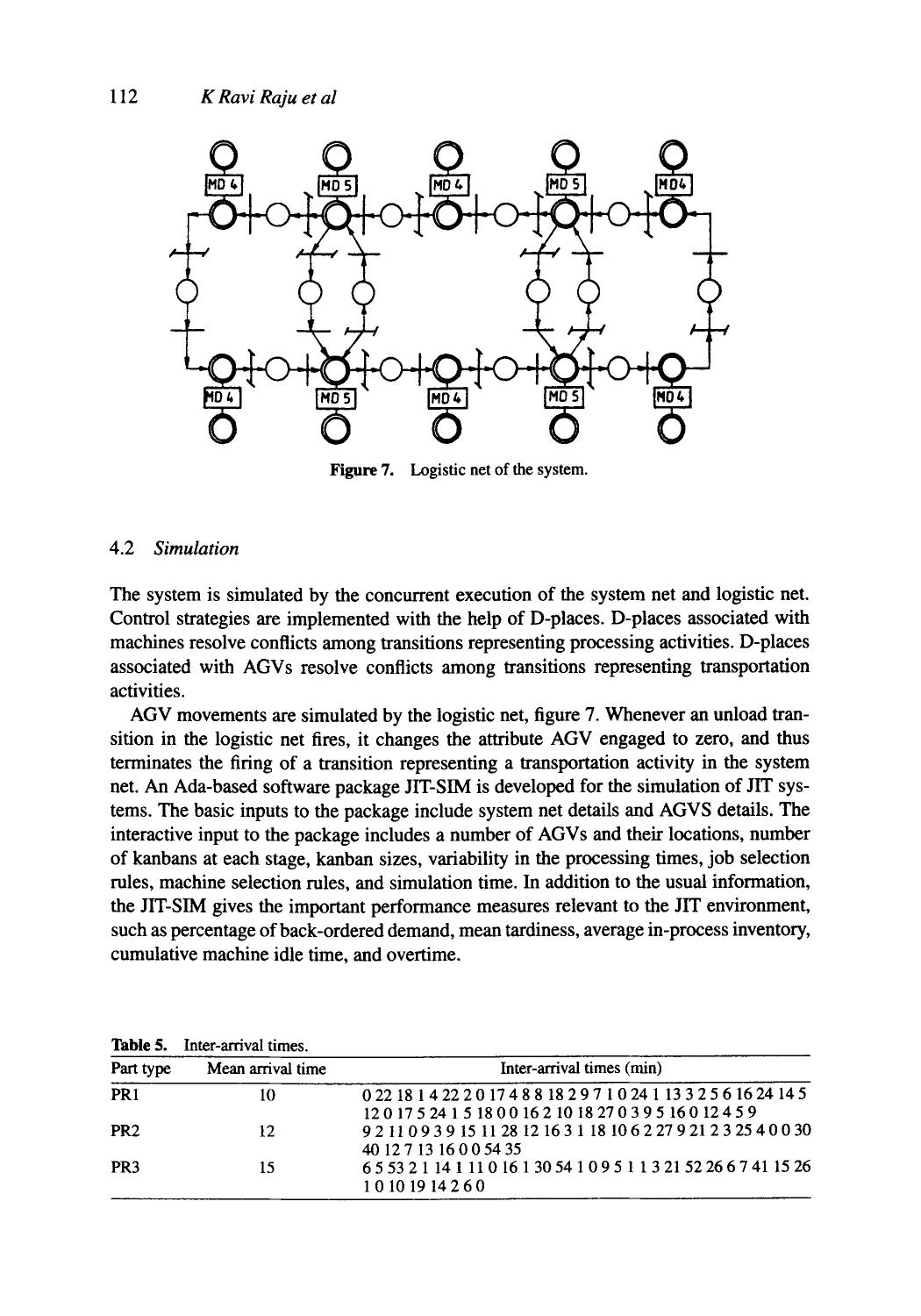Figure 7. Logistic net of the system.

### 4.2 *Simulation*

The system is simulated by the concurrent execution of the system net and logistic net. Control strategies are implemented with the help of D-places. D-places associated with machines resolve conflicts among transitions representing processing activities. D-places associated with AGVs resolve conflicts among transitions representing transportation activities.

AGV movements are simulated by the logistic net, figure 7. Whenever an unload transition in the logistic net fires, it changes the attribute AGV engaged to zero, and thus terminates the firing of a transition representing a transportation activity in the system net. An Ada-based software package JIT-SIM is developed for the simulation of JIT systems. The basic inputs to the package include system net details and AGVS details. The interactive input to the package includes a number of AGVs and their locations, number of kanbans at each stage, kanban sizes, variability in the processing times, job selection rules, machine selection rules, and simulation time. In addition to the usual information, the JIT-SIM gives the important performance measures relevant to the JIT environment, such as percentage of back-ordered demand, mean tardiness, average in-process inventory, cumulative machine idle time, and overtime.

**Table 5.** Inter-arrival times.

| Part type | Mean arrival time | Inter-arrival times (min) |
|---|---|---|
| PR1 | 10 | 0 22 18 1 4 22 2 0 17 4 8 8 18 2 9 7 1 0 24 1 13 3 2 5 6 16 24 14 5 12 0 17 5 24 1 5 18 0 0 16 2 10 18 27 0 3 9 5 16 0 12 4 5 9 |
| PR2 | 12 | 9 2 11 0 9 3 9 15 11 28 12 16 3 1 18 10 6 2 27 9 21 2 3 25 4 0 0 30 40 12 7 13 16 0 0 54 35 |
| PR3 | 15 | 6 5 53 2 1 14 1 11 0 16 1 30 54 1 0 9 5 1 1 3 21 52 26 6 7 41 15 26 1 0 10 19 14 2 6 0 |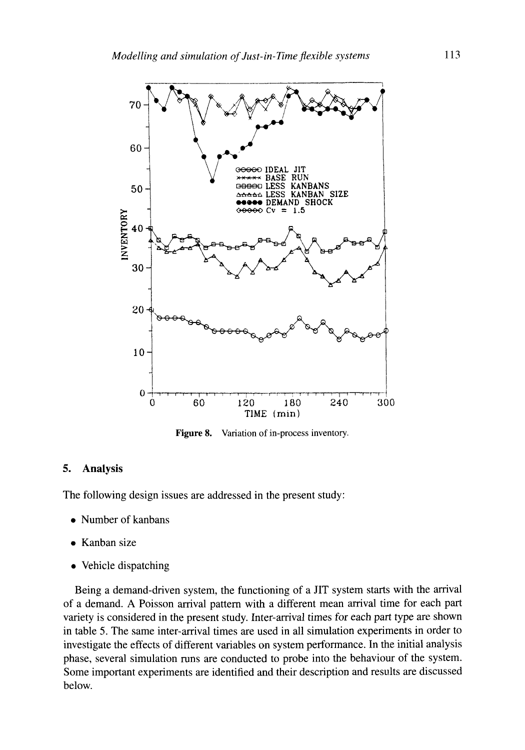Figure 8. Variation of in-process inventory.

## 5. Analysis

The following design issues are addressed in the present study:

- Number of kanbans
- Kanban size
- Vehicle dispatching

Being a demand-driven system, the functioning of a JIT system starts with the arrival of a demand. A Poisson arrival pattern with a different mean arrival time for each part variety is considered in the present study. Inter-arrival times for each part type are shown in table 5. The same inter-arrival times are used in all simulation experiments in order to investigate the effects of different variables on system performance. In the initial analysis phase, several simulation runs are conducted to probe into the behaviour of the system. Some important experiments are identified and their description and results are discussed below.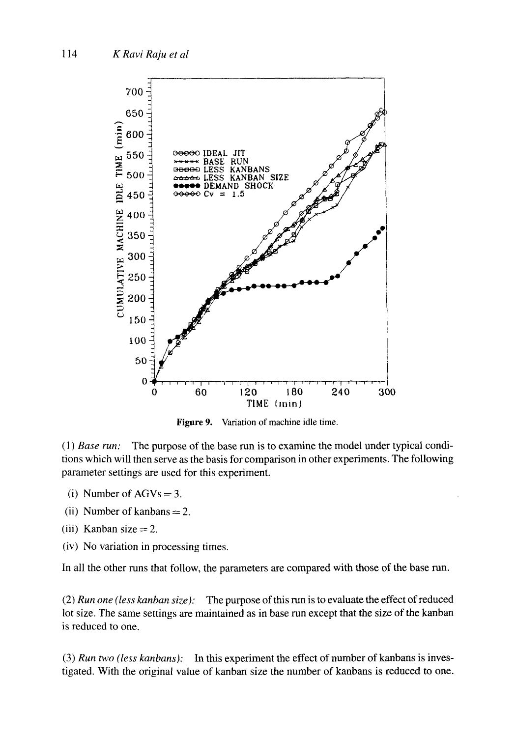**Figure 9.** Variation of machine idle time.

(1) *Base run:* The purpose of the base run is to examine the model under typical conditions which will then serve as the basis for comparison in other experiments. The following parameter settings are used for this experiment.

- (i) Number of AGVs = 3.
- (ii) Number of kanbans = 2.
- (iii) Kanban size = 2.
- (iv) No variation in processing times.

In all the other runs that follow, the parameters are compared with those of the base run.

(2) *Run one (less kanban size):* The purpose of this run is to evaluate the effect of reduced lot size. The same settings are maintained as in base run except that the size of the kanban is reduced to one.

(3) *Run two (less kanbans):* In this experiment the effect of number of kanbans is investigated. With the original value of kanban size the number of kanbans is reduced to one.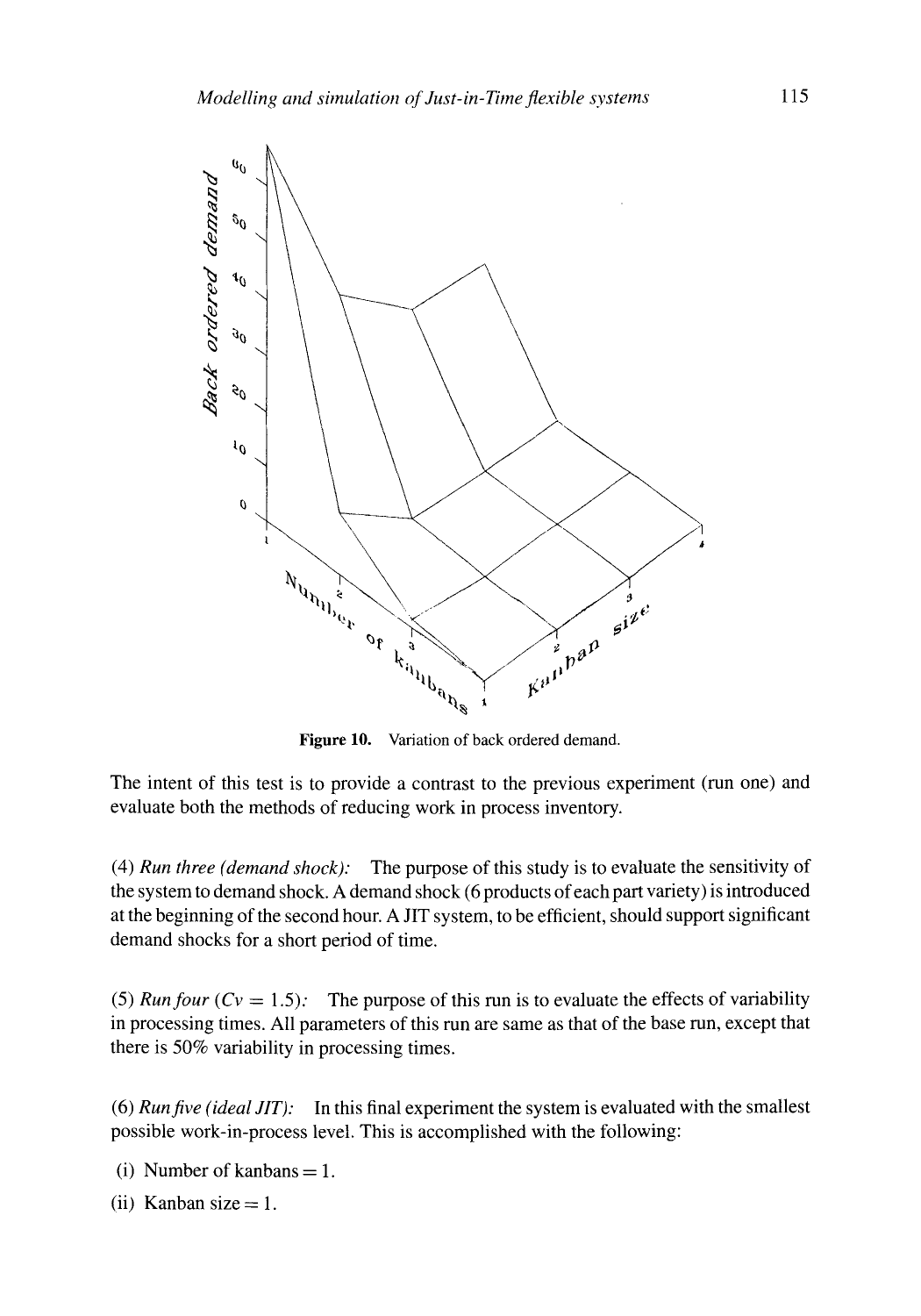Figure 10. Variation of back ordered demand.

The intent of this test is to provide a contrast to the previous experiment (run one) and evaluate both the methods of reducing work in process inventory.

(4) *Run three (demand shock):* The purpose of this study is to evaluate the sensitivity of the system to demand shock. A demand shock (6 products of each part variety) is introduced at the beginning of the second hour. A JIT system, to be efficient, should support significant demand shocks for a short period of time.

(5) *Run four ($Cv = 1.5$):* The purpose of this run is to evaluate the effects of variability in processing times. All parameters of this run are same as that of the base run, except that there is 50% variability in processing times.

(6) *Run five (ideal JIT):* In this final experiment the system is evaluated with the smallest possible work-in-process level. This is accomplished with the following:

(i) Number of kanbans = 1.

(ii) Kanban size = 1.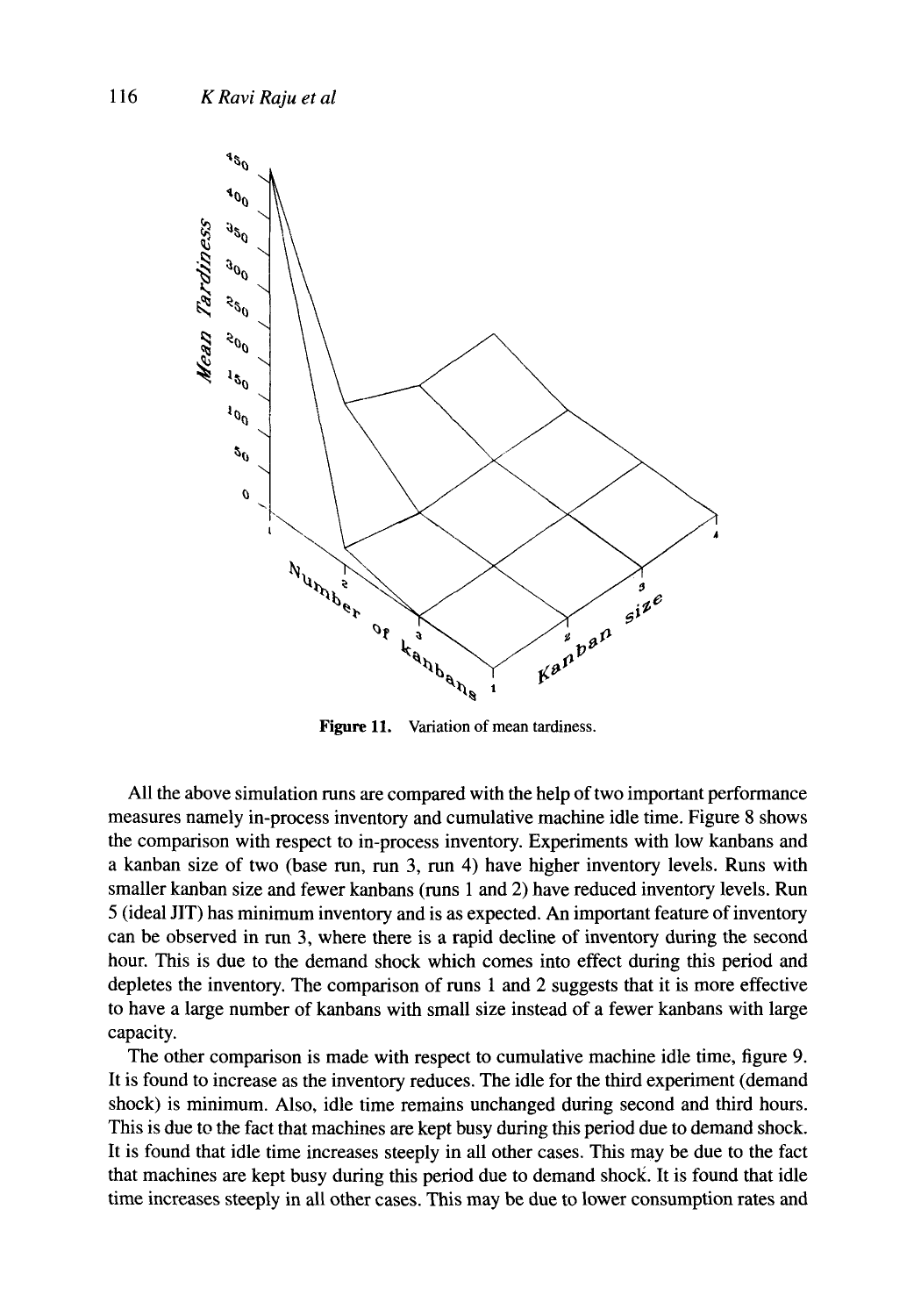Figure 11. Variation of mean tardiness.

All the above simulation runs are compared with the help of two important performance measures namely in-process inventory and cumulative machine idle time. Figure 8 shows the comparison with respect to in-process inventory. Experiments with low kanbans and a kanban size of two (base run, run 3, run 4) have higher inventory levels. Runs with smaller kanban size and fewer kanbans (runs 1 and 2) have reduced inventory levels. Run 5 (ideal JIT) has minimum inventory and is as expected. An important feature of inventory can be observed in run 3, where there is a rapid decline of inventory during the second hour. This is due to the demand shock which comes into effect during this period and depletes the inventory. The comparison of runs 1 and 2 suggests that it is more effective to have a large number of kanbans with small size instead of a fewer kanbans with large capacity.

The other comparison is made with respect to cumulative machine idle time, figure 9. It is found to increase as the inventory reduces. The idle for the third experiment (demand shock) is minimum. Also, idle time remains unchanged during second and third hours. This is due to the fact that machines are kept busy during this period due to demand shock. It is found that idle time increases steeply in all other cases. This may be due to the fact that machines are kept busy during this period due to demand shock. It is found that idle time increases steeply in all other cases. This may be due to lower consumption rates and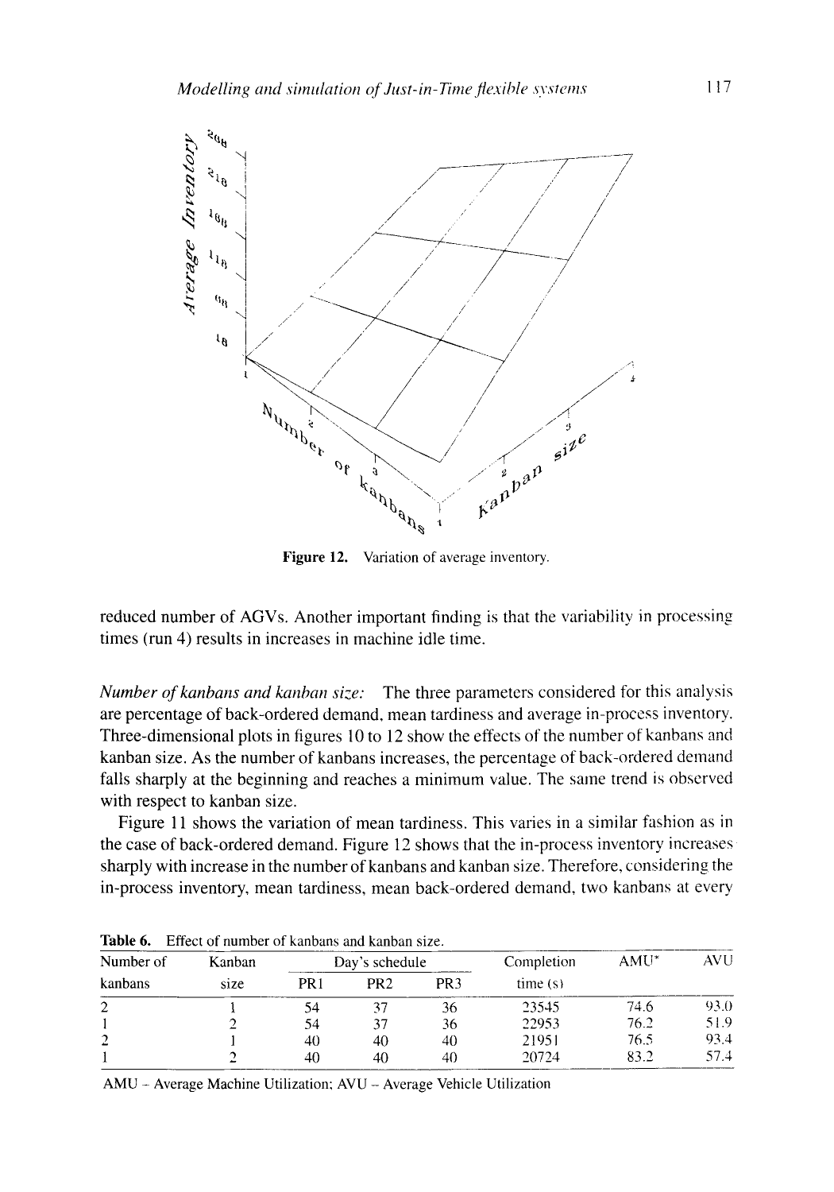Figure 12. Variation of average inventory.

reduced number of AGVs. Another important finding is that the variability in processing times (run 4) results in increases in machine idle time.

*Number of kanbans and kanban size:* The three parameters considered for this analysis are percentage of back-ordered demand, mean tardiness and average in-process inventory. Three-dimensional plots in figures 10 to 12 show the effects of the number of kanbans and kanban size. As the number of kanbans increases, the percentage of back-ordered demand falls sharply at the beginning and reaches a minimum value. The same trend is observed with respect to kanban size.

Figure 11 shows the variation of mean tardiness. This varies in a similar fashion as in the case of back-ordered demand. Figure 12 shows that the in-process inventory increases sharply with increase in the number of kanbans and kanban size. Therefore, considering the in-process inventory, mean tardiness, mean back-ordered demand, two kanbans at every

**Table 6.** Effect of number of kanbans and kanban size.

| Number of kanbans | Kanban size | Day's schedule | | | Completion time (s) | AMU* | AVU |
|---|---|---|---|---|---|---|---|
| | | PR1 | PR2 | PR3 | | | |
| 2 | 1 | 54 | 37 | 36 | 23545 | 74.6 | 93.0 |
| 1 | 2 | 54 | 37 | 36 | 22953 | 76.2 | 51.9 |
| 2 | 1 | 40 | 40 | 40 | 21951 | 76.5 | 93.4 |
| 1 | 2 | 40 | 40 | 40 | 20724 | 83.2 | 57.4 |

AMU – Average Machine Utilization; AVU – Average Vehicle Utilization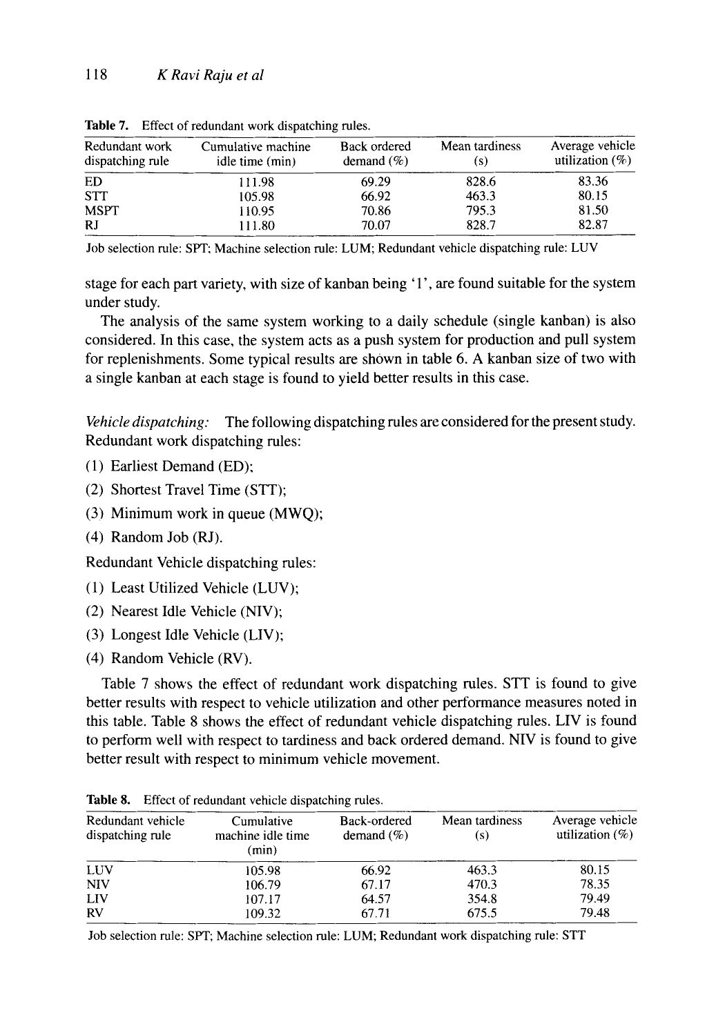**Table 7.** Effect of redundant work dispatching rules.

| Redundant work dispatching rule | Cumulative machine idle time (min) | Back ordered demand (%) | Mean tardiness (s) | Average vehicle utilization (%) |
|---|---|---|---|---|
| ED | 111.98 | 69.29 | 828.6 | 83.36 |
| STT | 105.98 | 66.92 | 463.3 | 80.15 |
| MSPT | 110.95 | 70.86 | 795.3 | 81.50 |
| RJ | 111.80 | 70.07 | 828.7 | 82.87 |

Job selection rule: SPT; Machine selection rule: LUM; Redundant vehicle dispatching rule: LUV

stage for each part variety, with size of kanban being '1', are found suitable for the system under study.

The analysis of the same system working to a daily schedule (single kanban) is also considered. In this case, the system acts as a push system for production and pull system for replenishments. Some typical results are shown in table 6. A kanban size of two with a single kanban at each stage is found to yield better results in this case.

*Vehicle dispatching:* The following dispatching rules are considered for the present study. Redundant work dispatching rules:

(1) Earliest Demand (ED);

(2) Shortest Travel Time (STT);

(3) Minimum work in queue (MWQ);

(4) Random Job (RJ).

Redundant Vehicle dispatching rules:

(1) Least Utilized Vehicle (LUV);

(2) Nearest Idle Vehicle (NIV);

(3) Longest Idle Vehicle (LIV);

(4) Random Vehicle (RV).

Table 7 shows the effect of redundant work dispatching rules. STT is found to give better results with respect to vehicle utilization and other performance measures noted in this table. Table 8 shows the effect of redundant vehicle dispatching rules. LIV is found to perform well with respect to tardiness and back ordered demand. NIV is found to give better result with respect to minimum vehicle movement.

**Table 8.** Effect of redundant vehicle dispatching rules.

| Redundant vehicle dispatching rule | Cumulative machine idle time (min) | Back-ordered demand (%) | Mean tardiness (s) | Average vehicle utilization (%) |
|---|---|---|---|---|
| LUV | 105.98 | 66.92 | 463.3 | 80.15 |
| NIV | 106.79 | 67.17 | 470.3 | 78.35 |
| LIV | 107.17 | 64.57 | 354.8 | 79.49 |
| RV | 109.32 | 67.71 | 675.5 | 79.48 |

Job selection rule: SPT; Machine selection rule: LUM; Redundant work dispatching rule: STT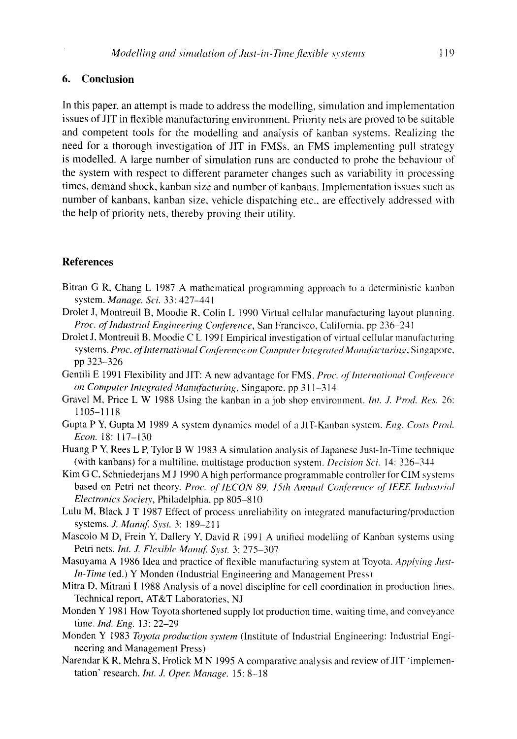## 6. Conclusion

In this paper, an attempt is made to address the modelling, simulation and implementation issues of JIT in flexible manufacturing environment. Priority nets are proved to be suitable and competent tools for the modelling and analysis of kanban systems. Realizing the need for a thorough investigation of JIT in FMSs, an FMS implementing pull strategy is modelled. A large number of simulation runs are conducted to probe the behaviour of the system with respect to different parameter changes such as variability in processing times, demand shock, kanban size and number of kanbans. Implementation issues such as number of kanbans, kanban size, vehicle dispatching etc., are effectively addressed with the help of priority nets, thereby proving their utility.

## References

Bitran G R, Chang L 1987 A mathematical programming approach to a deterministic kanban system. *Manage. Sci.* 33: 427–441

Drolet J, Montreuil B, Moodie R, Colin L 1990 Virtual cellular manufacturing layout planning. *Proc. of Industrial Engineering Conference*, San Francisco, California, pp 236–241

Drolet J, Montreuil B, Moodie C L 1991 Empirical investigation of virtual cellular manufacturing systems. *Proc. of International Conference on Computer Integrated Manufacturing*, Singapore, pp 323–326

Gentili E 1991 Flexibility and JIT: A new advantage for FMS. *Proc. of International Conference on Computer Integrated Manufacturing*, Singapore, pp 311–314

Gravel M, Price L W 1988 Using the kanban in a job shop environment. *Int. J. Prod. Res.* 26: 1105–1118

Gupta P Y, Gupta M 1989 A system dynamics model of a JIT-Kanban system. *Eng. Costs Prod. Econ.* 18: 117–130

Huang P Y, Rees L P, Tylor B W 1983 A simulation analysis of Japanese Just-In-Time technique (with kanbans) for a multiline, multistage production system. *Decision Sci.* 14: 326–344

Kim G C, Schniederjans M J 1990 A high performance programmable controller for CIM systems based on Petri net theory. *Proc. of IECON 89, 15th Annual Conference of IEEE Industrial Electronics Society*, Philadelphia, pp 805–810

Lulu M, Black J T 1987 Effect of process unreliability on integrated manufacturing/production systems. *J. Manuf. Syst.* 3: 189–211

Mascolo M D, Frein Y, Dallery Y, David R 1991 A unified modelling of Kanban systems using Petri nets. *Int. J. Flexible Manuf. Syst.* 3: 275–307

Masuyama A 1986 Idea and practice of flexible manufacturing system at Toyota. *Applying Just-In-Time* (ed.) Y Monden (Industrial Engineering and Management Press)

Mitra D, Mitrani I 1988 Analysis of a novel discipline for cell coordination in production lines. Technical report, AT&T Laboratories, NJ

Monden Y 1981 How Toyota shortened supply lot production time, waiting time, and conveyance time. *Ind. Eng.* 13: 22–29

Monden Y 1983 *Toyota production system* (Institute of Industrial Engineering: Industrial Engineering and Management Press)

Narendar K R, Mehra S, Frolick M N 1995 A comparative analysis and review of JIT 'implementation' research. *Int. J. Oper. Manage.* 15: 8–18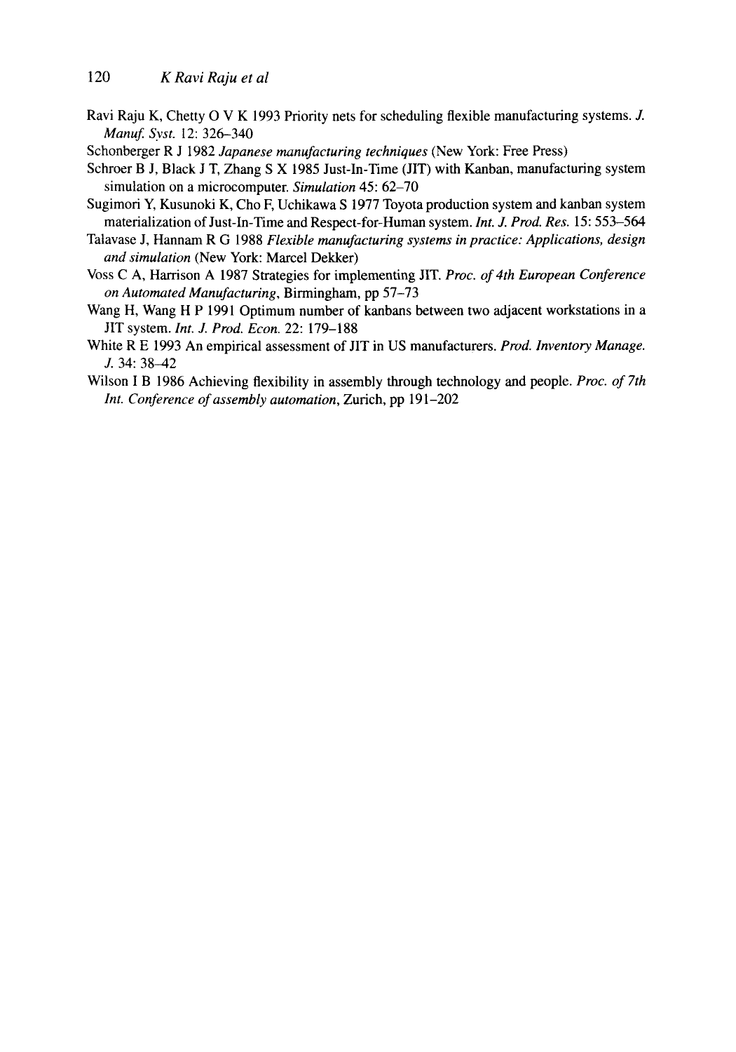Ravi Raju K, Chetty O V K 1993 Priority nets for scheduling flexible manufacturing systems. *J. Manuf. Syst.* 12: 326–340

Schonberger R J 1982 *Japanese manufacturing techniques* (New York: Free Press)

Schroer B J, Black J T, Zhang S X 1985 Just-In-Time (JIT) with Kanban, manufacturing system simulation on a microcomputer. *Simulation* 45: 62–70

Sugimori Y, Kusunoki K, Cho F, Uchikawa S 1977 Toyota production system and kanban system materialization of Just-In-Time and Respect-for-Human system. *Int. J. Prod. Res.* 15: 553–564

Talavase J, Hannam R G 1988 *Flexible manufacturing systems in practice: Applications, design and simulation* (New York: Marcel Dekker)

Voss C A, Harrison A 1987 Strategies for implementing JIT. *Proc. of 4th European Conference on Automated Manufacturing*, Birmingham, pp 57–73

Wang H, Wang H P 1991 Optimum number of kanbans between two adjacent workstations in a JIT system. *Int. J. Prod. Econ.* 22: 179–188

White R E 1993 An empirical assessment of JIT in US manufacturers. *Prod. Inventory Manage. J.* 34: 38–42

Wilson I B 1986 Achieving flexibility in assembly through technology and people. *Proc. of 7th Int. Conference of assembly automation*, Zurich, pp 191–202